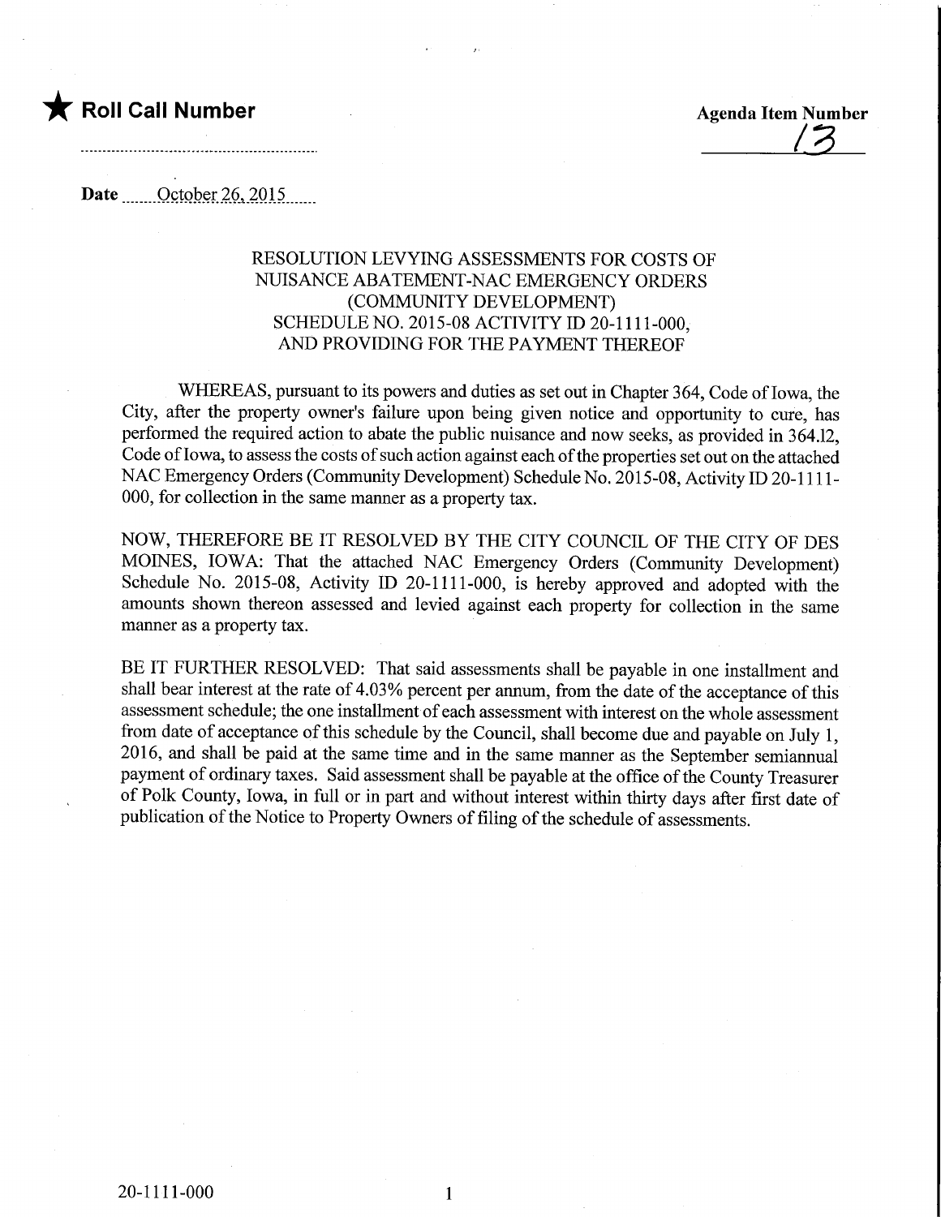★ **Roll Call Number**

**Agenda Item Number**
13

**Date** October 26, 2015

RESOLUTION LEVYING ASSESSMENTS FOR COSTS OF NUISANCE ABATEMENT-NAC EMERGENCY ORDERS (COMMUNITY DEVELOPMENT) SCHEDULE NO. 2015-08 ACTIVITY ID 20-1111-000, AND PROVIDING FOR THE PAYMENT THEREOF

WHEREAS, pursuant to its powers and duties as set out in Chapter 364, Code of Iowa, the City, after the property owner's failure upon being given notice and opportunity to cure, has performed the required action to abate the public nuisance and now seeks, as provided in 364.12, Code of Iowa, to assess the costs of such action against each of the properties set out on the attached NAC Emergency Orders (Community Development) Schedule No. 2015-08, Activity ID 20-1111-000, for collection in the same manner as a property tax.

NOW, THEREFORE BE IT RESOLVED BY THE CITY COUNCIL OF THE CITY OF DES MOINES, IOWA: That the attached NAC Emergency Orders (Community Development) Schedule No. 2015-08, Activity ID 20-1111-000, is hereby approved and adopted with the amounts shown thereon assessed and levied against each property for collection in the same manner as a property tax.

BE IT FURTHER RESOLVED: That said assessments shall be payable in one installment and shall bear interest at the rate of 4.03% percent per annum, from the date of the acceptance of this assessment schedule; the one installment of each assessment with interest on the whole assessment from date of acceptance of this schedule by the Council, shall become due and payable on July 1, 2016, and shall be paid at the same time and in the same manner as the September semiannual payment of ordinary taxes. Said assessment shall be payable at the office of the County Treasurer of Polk County, Iowa, in full or in part and without interest within thirty days after first date of publication of the Notice to Property Owners of filing of the schedule of assessments.

20-1111-000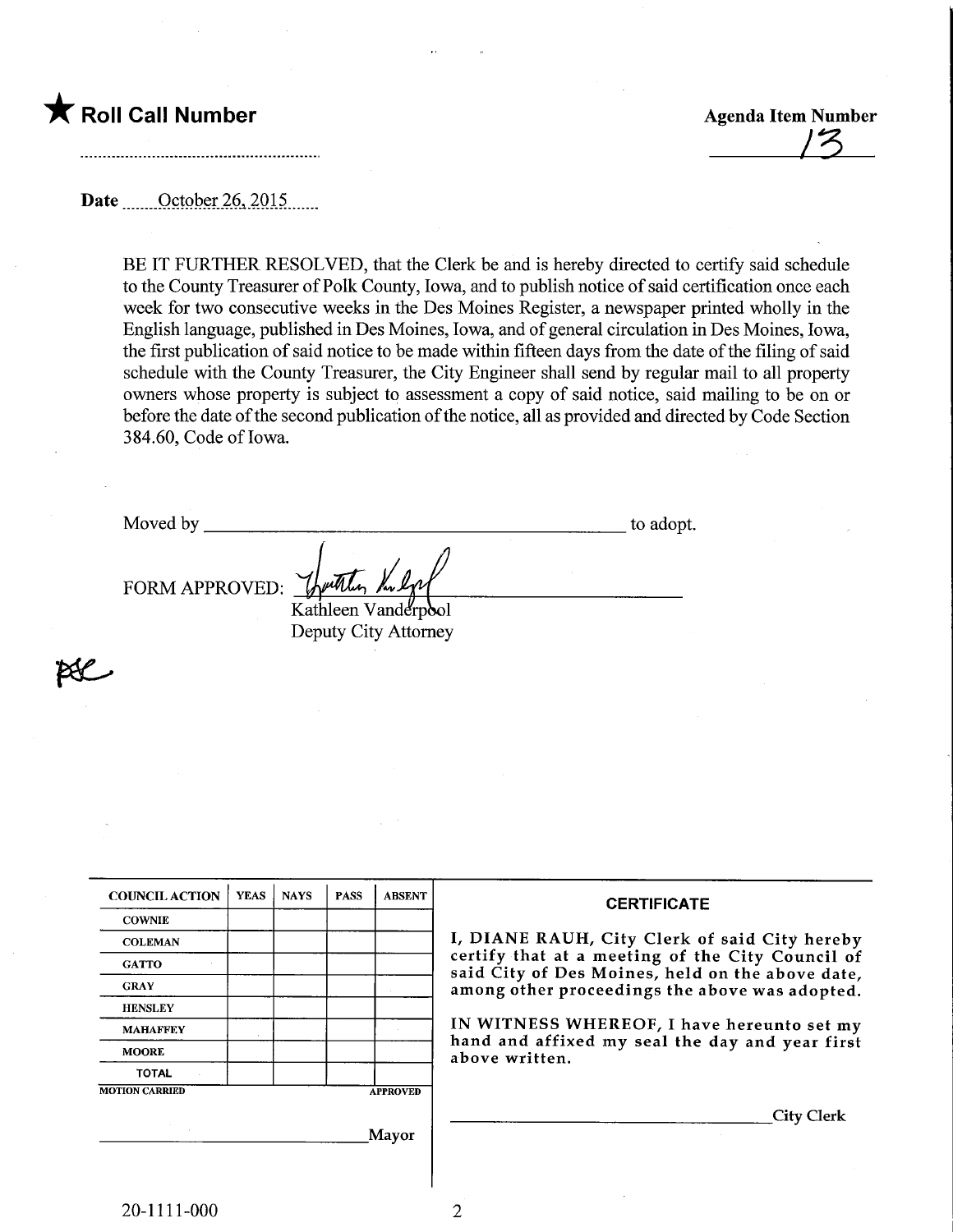★ **Roll Call Number**

.............................................................

**Agenda Item Number**

13

**Date** October 26, 2015

BE IT FURTHER RESOLVED, that the Clerk be and is hereby directed to certify said schedule to the County Treasurer of Polk County, Iowa, and to publish notice of said certification once each week for two consecutive weeks in the Des Moines Register, a newspaper printed wholly in the English language, published in Des Moines, Iowa, and of general circulation in Des Moines, Iowa, the first publication of said notice to be made within fifteen days from the date of the filing of said schedule with the County Treasurer, the City Engineer shall send by regular mail to all property owners whose property is subject to assessment a copy of said notice, said mailing to be on or before the date of the second publication of the notice, all as provided and directed by Code Section 384.60, Code of Iowa.

Moved by ______________________________________________ to adopt.

FORM APPROVED: ________________________________
Kathleen Vanderpool
Deputy City Attorney

| COUNCIL ACTION | YEAS | NAYS | PASS | ABSENT |
|---|---|---|---|---|
| COWNIE | | | | |
| COLEMAN | | | | |
| GATTO | | | | |
| GRAY | | | | |
| HENSLEY | | | | |
| MAHAFFEY | | | | |
| MOORE | | | | |
| TOTAL | | | | |
| MOTION CARRIED | | | | APPROVED |

______________________________ Mayor

**CERTIFICATE**

I, DIANE RAUH, City Clerk of said City hereby certify that at a meeting of the City Council of said City of Des Moines, held on the above date, among other proceedings the above was adopted.

IN WITNESS WHEREOF, I have hereunto set my hand and affixed my seal the day and year first above written.

______________________________ City Clerk

20-1111-000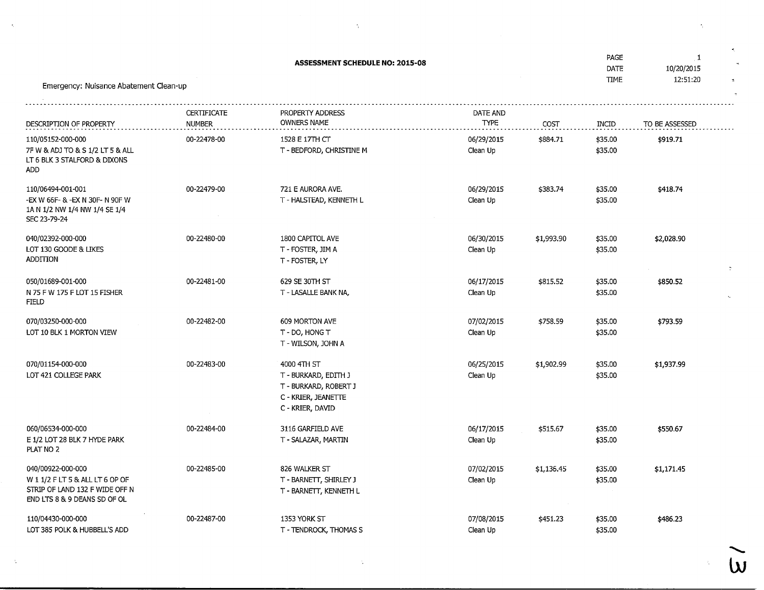**ASSESSMENT SCHEDULE NO: 2015-08**

PAGE 1
DATE 10/20/2015
TIME 12:51:20

Emergency: Nuisance Abatement Clean-up

| DESCRIPTION OF PROPERTY | CERTIFICATE NUMBER | PROPERTY ADDRESS OWNERS NAME | DATE AND TYPE | COST | INCID | TO BE ASSESSED |
|---|---|---|---|---|---|---|
| 110/05152-000-000<br>7F W & ADJ TO & S 1/2 LT 5 & ALL LT 6 BLK 3 STALFORD & DIXONS ADD | 00-22478-00 | 1528 E 17TH CT<br>T - BEDFORD, CHRISTINE M | 06/29/2015<br>Clean Up | $884.71 | $35.00<br>$35.00 | $919.71 |
| 110/06494-001-001<br>-EX W 66F- & -EX N 30F- N 90F W 1A N 1/2 NW 1/4 NW 1/4 SE 1/4 SEC 23-79-24 | 00-22479-00 | 721 E AURORA AVE.<br>T - HALSTEAD, KENNETH L | 06/29/2015<br>Clean Up | $383.74 | $35.00<br>$35.00 | $418.74 |
| 040/02392-000-000<br>LOT 130 GOODE & LIKES ADDITION | 00-22480-00 | 1800 CAPITOL AVE<br>T - FOSTER, JIM A<br>T - FOSTER, LY | 06/30/2015<br>Clean Up | $1,993.90 | $35.00<br>$35.00 | $2,028.90 |
| 050/01689-001-000<br>N 75 F W 175 F LOT 15 FISHER FIELD | 00-22481-00 | 629 SE 30TH ST<br>T - LASALLE BANK NA, | 06/17/2015<br>Clean Up | $815.52 | $35.00<br>$35.00 | $850.52 |
| 070/03250-000-000<br>LOT 10 BLK 1 MORTON VIEW | 00-22482-00 | 609 MORTON AVE<br>T - DO, HONG T<br>T - WILSON, JOHN A | 07/02/2015<br>Clean Up | $758.59 | $35.00<br>$35.00 | $793.59 |
| 070/01154-000-000<br>LOT 421 COLLEGE PARK | 00-22483-00 | 4000 4TH ST<br>T - BURKARD, EDITH J<br>T - BURKARD, ROBERT J<br>C - KRIER, JEANETTE<br>C - KRIER, DAVID | 06/25/2015<br>Clean Up | $1,902.99 | $35.00<br>$35.00 | $1,937.99 |
| 060/06534-000-000<br>E 1/2 LOT 28 BLK 7 HYDE PARK PLAT NO 2 | 00-22484-00 | 3116 GARFIELD AVE<br>T - SALAZAR, MARTIN | 06/17/2015<br>Clean Up | $515.67 | $35.00<br>$35.00 | $550.67 |
| 040/00922-000-000<br>W 1 1/2 F LT 5 & ALL LT 6 OP OF STRIP OF LAND 132 F WIDE OFF N END LTS 8 & 9 DEANS SD OF OL | 00-22485-00 | 826 WALKER ST<br>T - BARNETT, SHIRLEY J<br>T - BARNETT, KENNETH L | 07/02/2015<br>Clean Up | $1,136.45 | $35.00<br>$35.00 | $1,171.45 |
| 110/04430-000-000<br>LOT 385 POLK & HUBBELL'S ADD | 00-22487-00 | 1353 YORK ST<br>T - TENDROCK, THOMAS S | 07/08/2015<br>Clean Up | $451.23 | $35.00<br>$35.00 | $486.23 |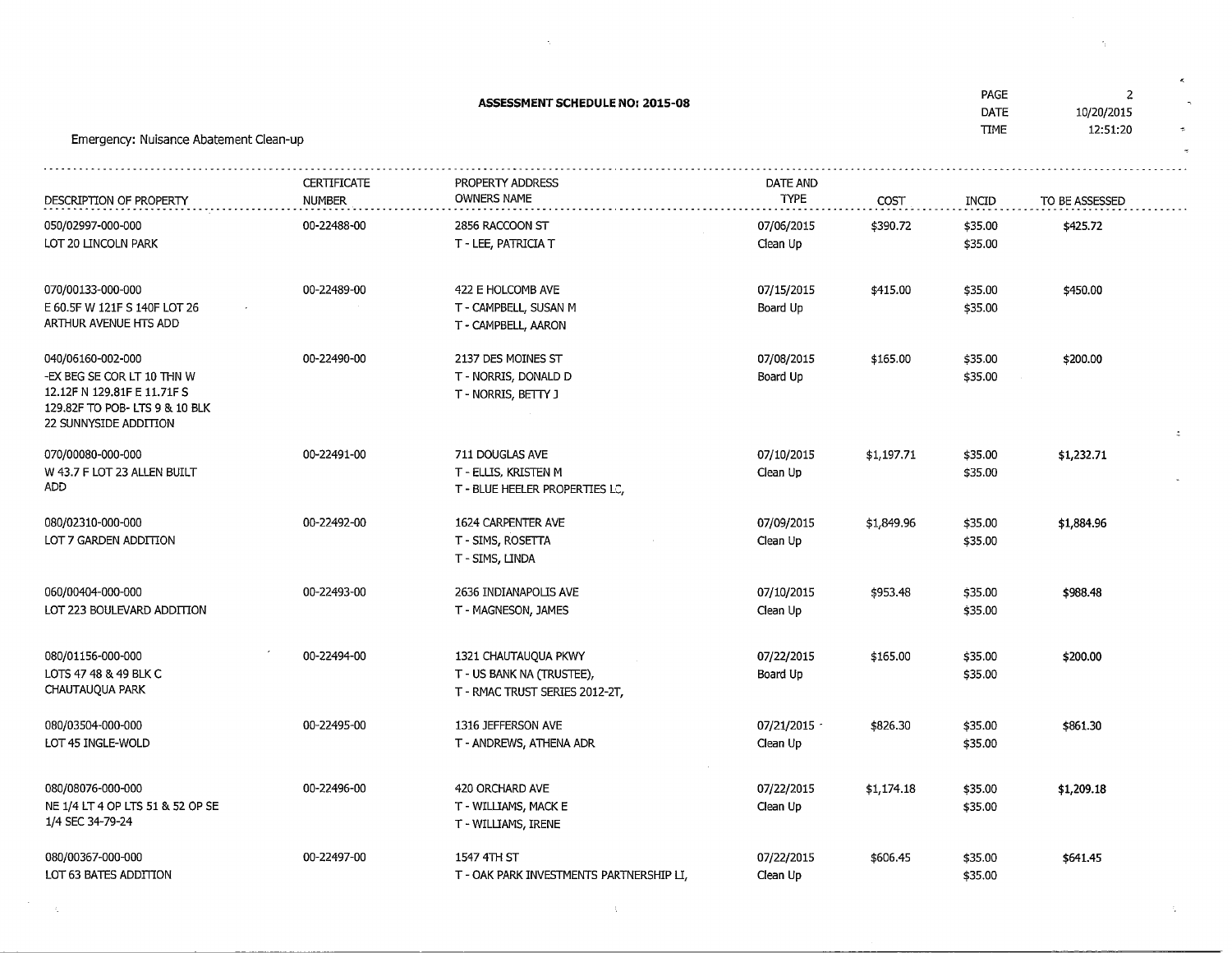**ASSESSMENT SCHEDULE NO: 2015-08**

PAGE 2
DATE 10/20/2015
TIME 12:51:20

Emergency: Nuisance Abatement Clean-up

| DESCRIPTION OF PROPERTY | CERTIFICATE NUMBER | PROPERTY ADDRESS OWNERS NAME | DATE AND TYPE | COST | INCID | TO BE ASSESSED |
|---|---|---|---|---|---|---|
| 050/02997-000-000<br>LOT 20 LINCOLN PARK | 00-22488-00 | 2856 RACCOON ST<br>T - LEE, PATRICIA T | 07/06/2015<br>Clean Up | $390.72 | $35.00<br>$35.00 | $425.72 |
| 070/00133-000-000<br>E 60.5F W 121F S 140F LOT 26<br>ARTHUR AVENUE HTS ADD | 00-22489-00 | 422 E HOLCOMB AVE<br>T - CAMPBELL, SUSAN M<br>T - CAMPBELL, AARON | 07/15/2015<br>Board Up | $415.00 | $35.00<br>$35.00 | $450.00 |
| 040/06160-002-000<br>-EX BEG SE COR LT 10 THN W<br>12.12F N 129.81F E 11.71F S<br>129.82F TO POB- LTS 9 & 10 BLK<br>22 SUNNYSIDE ADDITION | 00-22490-00 | 2137 DES MOINES ST<br>T - NORRIS, DONALD D<br>T - NORRIS, BETTY J | 07/08/2015<br>Board Up | $165.00 | $35.00<br>$35.00 | $200.00 |
| 070/00080-000-000<br>W 43.7 F LOT 23 ALLEN BUILT<br>ADD | 00-22491-00 | 711 DOUGLAS AVE<br>T - ELLIS, KRISTEN M<br>T - BLUE HEELER PROPERTIES LC, | 07/10/2015<br>Clean Up | $1,197.71 | $35.00<br>$35.00 | $1,232.71 |
| 080/02310-000-000<br>LOT 7 GARDEN ADDITION | 00-22492-00 | 1624 CARPENTER AVE<br>T - SIMS, ROSETTA<br>T - SIMS, LINDA | 07/09/2015<br>Clean Up | $1,849.96 | $35.00<br>$35.00 | $1,884.96 |
| 060/00404-000-000<br>LOT 223 BOULEVARD ADDITION | 00-22493-00 | 2636 INDIANAPOLIS AVE<br>T - MAGNESON, JAMES | 07/10/2015<br>Clean Up | $953.48 | $35.00<br>$35.00 | $988.48 |
| 080/01156-000-000<br>LOTS 47 48 & 49 BLK C<br>CHAUTAUQUA PARK | 00-22494-00 | 1321 CHAUTAUQUA PKWY<br>T - US BANK NA (TRUSTEE),<br>T - RMAC TRUST SERIES 2012-2T, | 07/22/2015<br>Board Up | $165.00 | $35.00<br>$35.00 | $200.00 |
| 080/03504-000-000<br>LOT 45 INGLE-WOLD | 00-22495-00 | 1316 JEFFERSON AVE<br>T - ANDREWS, ATHENA ADR | 07/21/2015<br>Clean Up | $826.30 | $35.00<br>$35.00 | $861.30 |
| 080/08076-000-000<br>NE 1/4 LT 4 OP LTS 51 & 52 OP SE<br>1/4 SEC 34-79-24 | 00-22496-00 | 420 ORCHARD AVE<br>T - WILLIAMS, MACK E<br>T - WILLIAMS, IRENE | 07/22/2015<br>Clean Up | $1,174.18 | $35.00<br>$35.00 | $1,209.18 |
| 080/00367-000-000<br>LOT 63 BATES ADDITION | 00-22497-00 | 1547 4TH ST<br>T - OAK PARK INVESTMENTS PARTNERSHIP LI, | 07/22/2015<br>Clean Up | $606.45 | $35.00<br>$35.00 | $641.45 |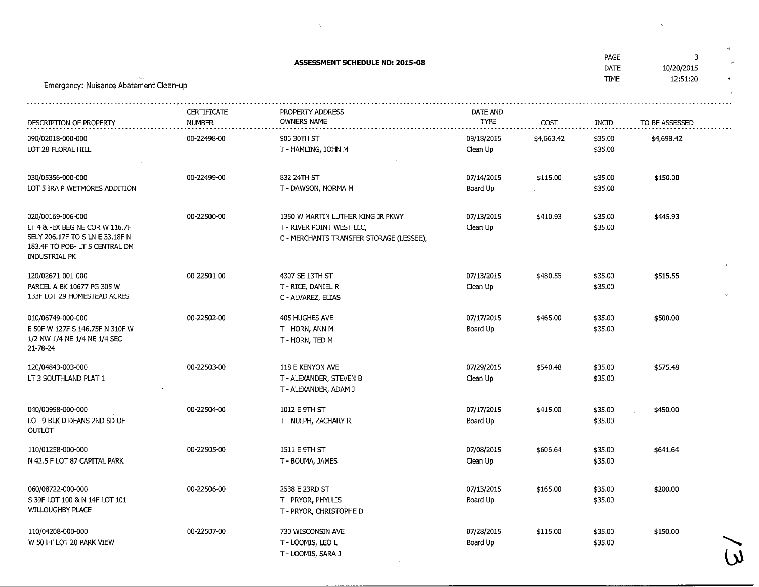**ASSESSMENT SCHEDULE NO: 2015-08**

PAGE 3
DATE 10/20/2015
TIME 12:51:20

Emergency: Nuisance Abatement Clean-up

| DESCRIPTION OF PROPERTY | CERTIFICATE NUMBER | PROPERTY ADDRESS OWNERS NAME | DATE AND TYPE | COST | INCID | TO BE ASSESSED |
|---|---|---|---|---|---|---|
| 090/02018-000-000<br>LOT 28 FLORAL HILL | 00-22498-00 | 906 30TH ST<br>T - HAMLING, JOHN M | 09/18/2015<br>Clean Up | $4,663.42 | $35.00<br>$35.00 | $4,698.42 |
| 030/05356-000-000<br>LOT 5 IRA P WETMORES ADDITION | 00-22499-00 | 832 24TH ST<br>T - DAWSON, NORMA M | 07/14/2015<br>Board Up | $115.00 | $35.00<br>$35.00 | $150.00 |
| 020/00169-006-000<br>LT 4 & -EX BEG NE COR W 116.7F SELY 206.17F TO S LN E 33.18F N 183.4F TO POB- LT 5 CENTRAL DM INDUSTRIAL PK | 00-22500-00 | 1350 W MARTIN LUTHER KING JR PKWY<br>T - RIVER POINT WEST LLC,<br>C - MERCHANTS TRANSFER STORAGE (LESSEE), | 07/13/2015<br>Clean Up | $410.93 | $35.00<br>$35.00 | $445.93 |
| 120/02671-001-000<br>PARCEL A BK 10677 PG 305 W 133F LOT 29 HOMESTEAD ACRES | 00-22501-00 | 4307 SE 13TH ST<br>T - RICE, DANIEL R<br>C - ALVAREZ, ELIAS | 07/13/2015<br>Clean Up | $480.55 | $35.00<br>$35.00 | $515.55 |
| 010/06749-000-000<br>E 50F W 127F S 146.75F N 310F W 1/2 NW 1/4 NE 1/4 NE 1/4 SEC 21-78-24 | 00-22502-00 | 405 HUGHES AVE<br>T - HORN, ANN M<br>T - HORN, TED M | 07/17/2015<br>Board Up | $465.00 | $35.00<br>$35.00 | $500.00 |
| 120/04843-003-000<br>LT 3 SOUTHLAND PLAT 1 | 00-22503-00 | 118 E KENYON AVE<br>T - ALEXANDER, STEVEN B<br>T - ALEXANDER, ADAM J | 07/29/2015<br>Clean Up | $540.48 | $35.00<br>$35.00 | $575.48 |
| 040/00998-000-000<br>LOT 9 BLK D DEANS 2ND SD OF OUTLOT | 00-22504-00 | 1012 E 9TH ST<br>T - NULPH, ZACHARY R | 07/17/2015<br>Board Up | $415.00 | $35.00<br>$35.00 | $450.00 |
| 110/01258-000-000<br>N 42.5 F LOT 87 CAPITAL PARK | 00-22505-00 | 1511 E 9TH ST<br>T - BOUMA, JAMES | 07/08/2015<br>Clean Up | $606.64 | $35.00<br>$35.00 | $641.64 |
| 060/08722-000-000<br>S 39F LOT 100 & N 14F LOT 101 WILLOUGHBY PLACE | 00-22506-00 | 2538 E 23RD ST<br>T - PRYOR, PHYLLIS<br>T - PRYOR, CHRISTOPHE D | 07/13/2015<br>Board Up | $165.00 | $35.00<br>$35.00 | $200.00 |
| 110/04208-000-000<br>W 50 FT LOT 20 PARK VIEW | 00-22507-00 | 730 WISCONSIN AVE<br>T - LOOMIS, LEO L<br>T - LOOMIS, SARA J | 07/28/2015<br>Board Up | $115.00 | $35.00<br>$35.00 | $150.00 |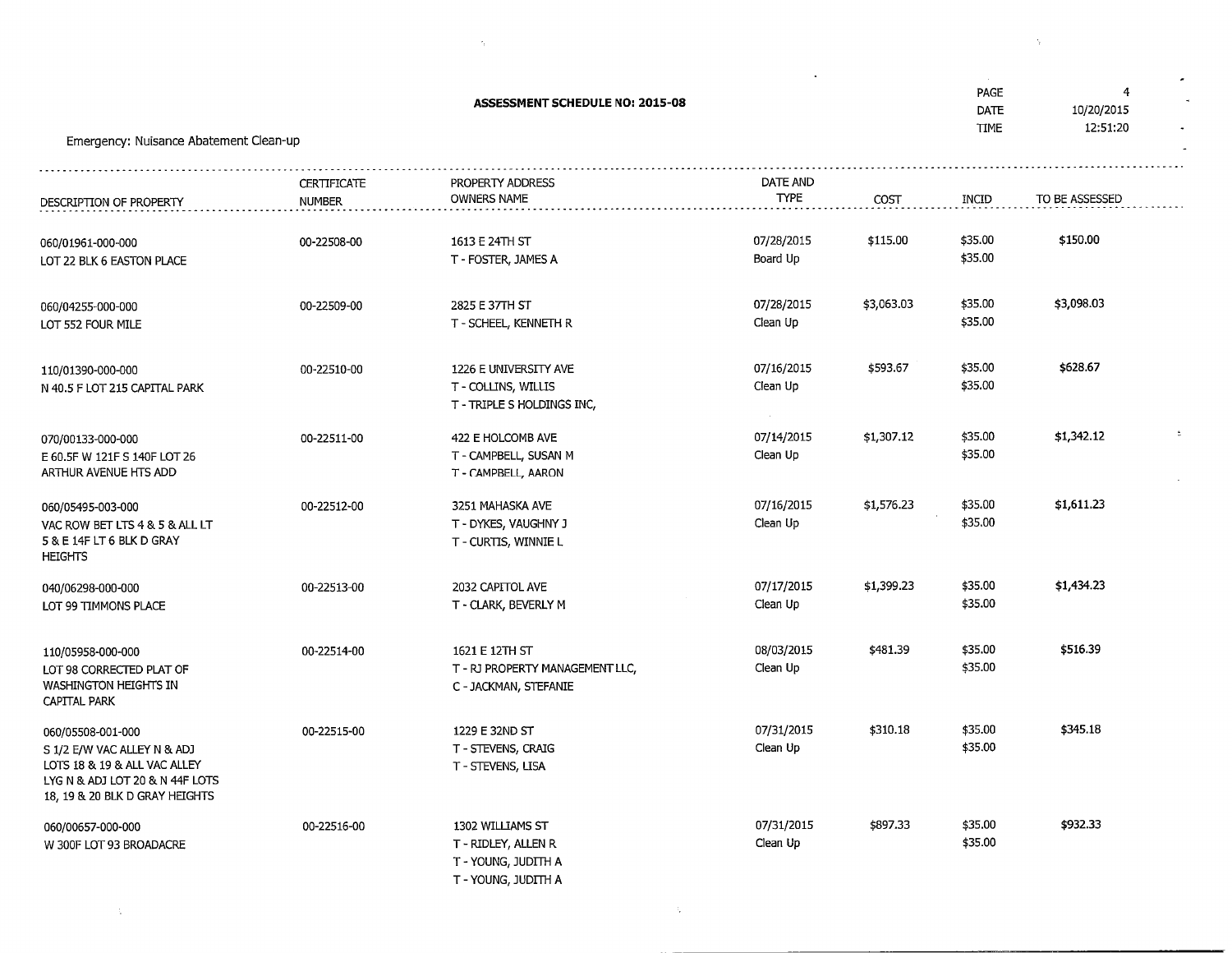**ASSESSMENT SCHEDULE NO: 2015-08**

PAGE 4
DATE 10/20/2015
TIME 12:51:20

Emergency: Nuisance Abatement Clean-up

| DESCRIPTION OF PROPERTY | CERTIFICATE NUMBER | PROPERTY ADDRESS OWNERS NAME | DATE AND TYPE | COST | INCID | TO BE ASSESSED |
|---|---|---|---|---|---|---|
| 060/01961-000-000<br>LOT 22 BLK 6 EASTON PLACE | 00-22508-00 | 1613 E 24TH ST<br>T - FOSTER, JAMES A | 07/28/2015<br>Board Up | $115.00 | $35.00<br>$35.00 | $150.00 |
| 060/04255-000-000<br>LOT 552 FOUR MILE | 00-22509-00 | 2825 E 37TH ST<br>T - SCHEEL, KENNETH R | 07/28/2015<br>Clean Up | $3,063.03 | $35.00<br>$35.00 | $3,098.03 |
| 110/01390-000-000<br>N 40.5 F LOT 215 CAPITAL PARK | 00-22510-00 | 1226 E UNIVERSITY AVE<br>T - COLLINS, WILLIS<br>T - TRIPLE S HOLDINGS INC, | 07/16/2015<br>Clean Up | $593.67 | $35.00<br>$35.00 | $628.67 |
| 070/00133-000-000<br>E 60.5F W 121F S 140F LOT 26<br>ARTHUR AVENUE HTS ADD | 00-22511-00 | 422 E HOLCOMB AVE<br>T - CAMPBELL, SUSAN M<br>T - CAMPBELL, AARON | 07/14/2015<br>Clean Up | $1,307.12 | $35.00<br>$35.00 | $1,342.12 |
| 060/05495-003-000<br>VAC ROW BET LTS 4 & 5 & ALL LT<br>5 & E 14F LT 6 BLK D GRAY<br>HEIGHTS | 00-22512-00 | 3251 MAHASKA AVE<br>T - DYKES, VAUGHNY J<br>T - CURTIS, WINNIE L | 07/16/2015<br>Clean Up | $1,576.23 | $35.00<br>$35.00 | $1,611.23 |
| 040/06298-000-000<br>LOT 99 TIMMONS PLACE | 00-22513-00 | 2032 CAPITOL AVE<br>T - CLARK, BEVERLY M | 07/17/2015<br>Clean Up | $1,399.23 | $35.00<br>$35.00 | $1,434.23 |
| 110/05958-000-000<br>LOT 98 CORRECTED PLAT OF<br>WASHINGTON HEIGHTS IN<br>CAPITAL PARK | 00-22514-00 | 1621 E 12TH ST<br>T - RJ PROPERTY MANAGEMENT LLC,<br>C - JACKMAN, STEFANIE | 08/03/2015<br>Clean Up | $481.39 | $35.00<br>$35.00 | $516.39 |
| 060/05508-001-000<br>S 1/2 E/W VAC ALLEY N & ADJ<br>LOTS 18 & 19 & ALL VAC ALLEY<br>LYG N & ADJ LOT 20 & N 44F LOTS<br>18, 19 & 20 BLK D GRAY HEIGHTS | 00-22515-00 | 1229 E 32ND ST<br>T - STEVENS, CRAIG<br>T - STEVENS, LISA | 07/31/2015<br>Clean Up | $310.18 | $35.00<br>$35.00 | $345.18 |
| 060/00657-000-000<br>W 300F LOT 93 BROADACRE | 00-22516-00 | 1302 WILLIAMS ST<br>T - RIDLEY, ALLEN R<br>T - YOUNG, JUDITH A<br>T - YOUNG, JUDITH A | 07/31/2015<br>Clean Up | $897.33 | $35.00<br>$35.00 | $932.33 |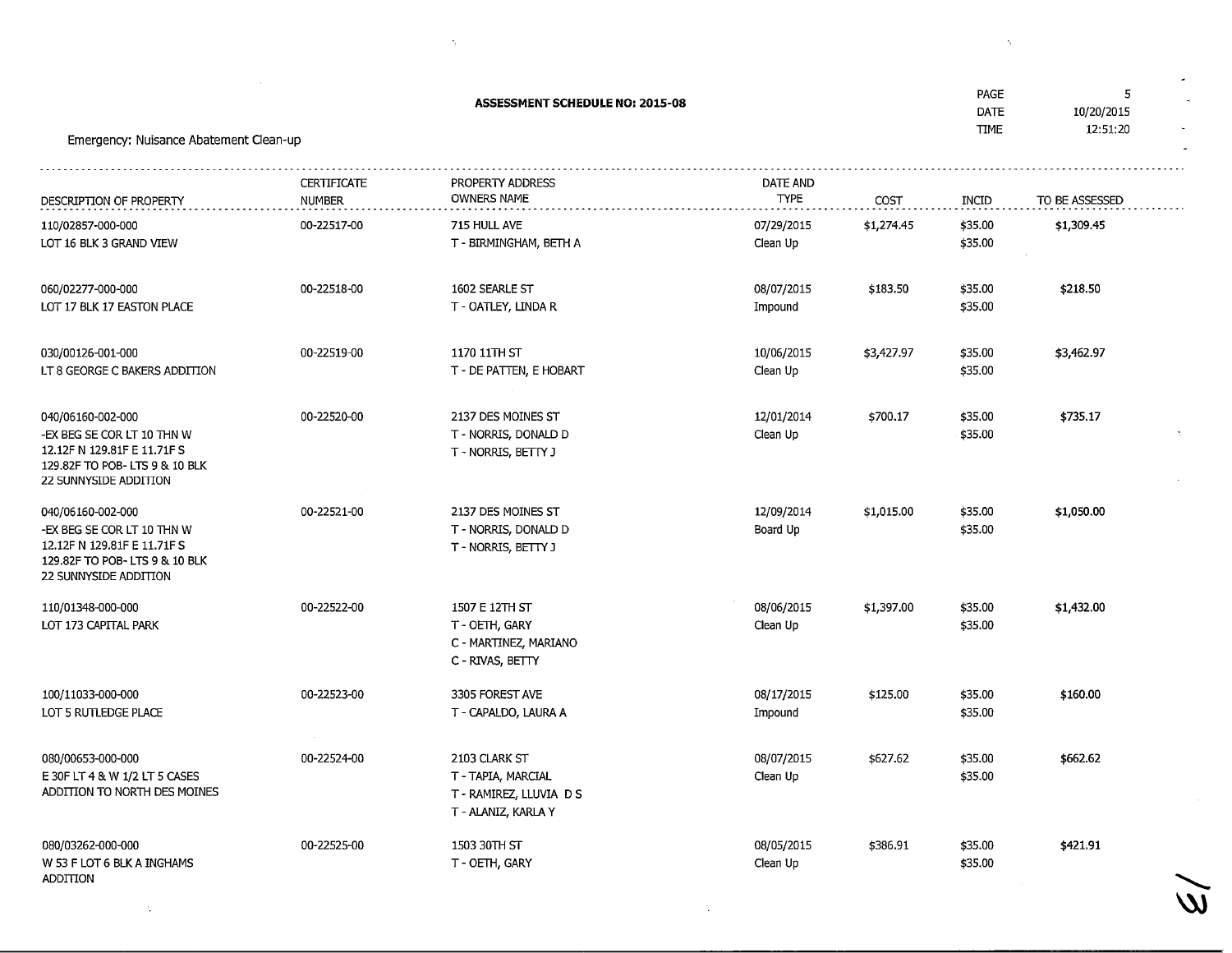**ASSESSMENT SCHEDULE NO: 2015-08**

PAGE 5
DATE 10/20/2015
TIME 12:51:20

Emergency: Nuisance Abatement Clean-up

| DESCRIPTION OF PROPERTY | CERTIFICATE NUMBER | PROPERTY ADDRESS OWNERS NAME | DATE AND TYPE | COST | INCID | TO BE ASSESSED |
|---|---|---|---|---|---|---|
| 110/02857-000-000<br>LOT 16 BLK 3 GRAND VIEW | 00-22517-00 | 715 HULL AVE<br>T - BIRMINGHAM, BETH A | 07/29/2015<br>Clean Up | $1,274.45 | $35.00<br>$35.00 | $1,309.45 |
| 060/02277-000-000<br>LOT 17 BLK 17 EASTON PLACE | 00-22518-00 | 1602 SEARLE ST<br>T - OATLEY, LINDA R | 08/07/2015<br>Impound | $183.50 | $35.00<br>$35.00 | $218.50 |
| 030/00126-001-000<br>LT 8 GEORGE C BAKERS ADDITION | 00-22519-00 | 1170 11TH ST<br>T - DE PATTEN, E HOBART | 10/06/2015<br>Clean Up | $3,427.97 | $35.00<br>$35.00 | $3,462.97 |
| 040/06160-002-000<br>-EX BEG SE COR LT 10 THN W 12.12F N 129.81F E 11.71F S 129.82F TO POB- LTS 9 & 10 BLK 22 SUNNYSIDE ADDITION | 00-22520-00 | 2137 DES MOINES ST<br>T - NORRIS, DONALD D<br>T - NORRIS, BETTY J | 12/01/2014<br>Clean Up | $700.17 | $35.00<br>$35.00 | $735.17 |
| 040/06160-002-000<br>-EX BEG SE COR LT 10 THN W 12.12F N 129.81F E 11.71F S 129.82F TO POB- LTS 9 & 10 BLK 22 SUNNYSIDE ADDITION | 00-22521-00 | 2137 DES MOINES ST<br>T - NORRIS, DONALD D<br>T - NORRIS, BETTY J | 12/09/2014<br>Board Up | $1,015.00 | $35.00<br>$35.00 | $1,050.00 |
| 110/01348-000-000<br>LOT 173 CAPITAL PARK | 00-22522-00 | 1507 E 12TH ST<br>T - OETH, GARY<br>C - MARTINEZ, MARIANO<br>C - RIVAS, BETTY | 08/06/2015<br>Clean Up | $1,397.00 | $35.00<br>$35.00 | $1,432.00 |
| 100/11033-000-000<br>LOT 5 RUTLEDGE PLACE | 00-22523-00 | 3305 FOREST AVE<br>T - CAPALDO, LAURA A | 08/17/2015<br>Impound | $125.00 | $35.00<br>$35.00 | $160.00 |
| 080/00653-000-000<br>E 30F LT 4 & W 1/2 LT 5 CASES ADDITION TO NORTH DES MOINES | 00-22524-00 | 2103 CLARK ST<br>T - TAPIA, MARCIAL<br>T - RAMIREZ, LLUVIA D S<br>T - ALANIZ, KARLA Y | 08/07/2015<br>Clean Up | $627.62 | $35.00<br>$35.00 | $662.62 |
| 080/03262-000-000<br>W 53 F LOT 6 BLK A INGHAMS ADDITION | 00-22525-00 | 1503 30TH ST<br>T - OETH, GARY | 08/05/2015<br>Clean Up | $386.91 | $35.00<br>$35.00 | $421.91 |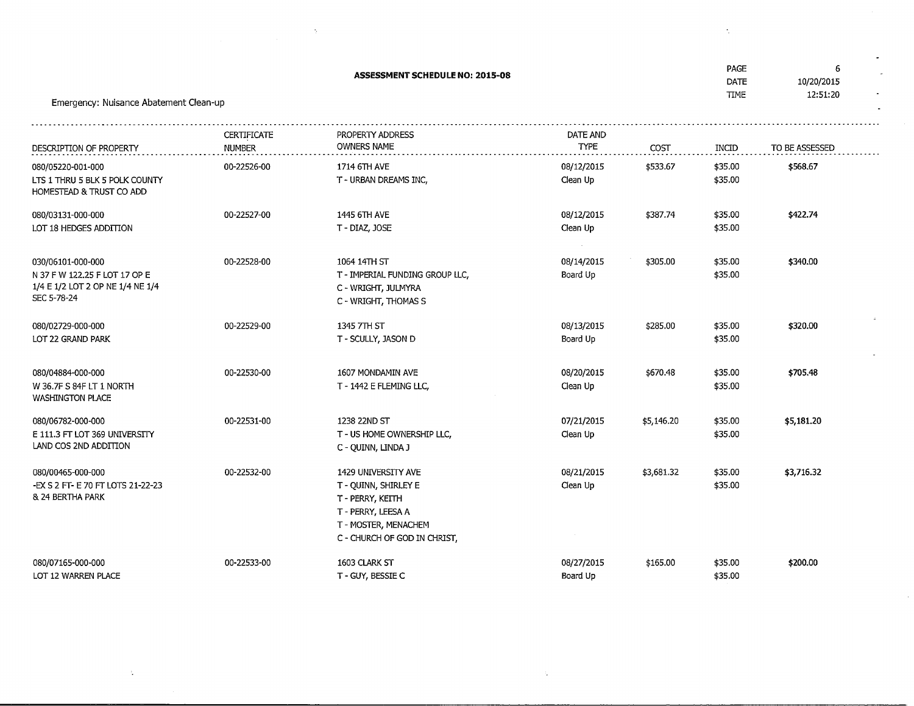**ASSESSMENT SCHEDULE NO: 2015-08**

PAGE 6
DATE 10/20/2015
TIME 12:51:20

Emergency: Nuisance Abatement Clean-up

| DESCRIPTION OF PROPERTY | CERTIFICATE NUMBER | PROPERTY ADDRESS OWNERS NAME | DATE AND TYPE | COST | INCID | TO BE ASSESSED |
|---|---|---|---|---|---|---|
| 080/05220-001-000<br>LTS 1 THRU 5 BLK 5 POLK COUNTY HOMESTEAD & TRUST CO ADD | 00-22526-00 | 1714 6TH AVE<br>T - URBAN DREAMS INC, | 08/12/2015<br>Clean Up | $533.67 | $35.00<br>$35.00 | $568.67 |
| 080/03131-000-000<br>LOT 18 HEDGES ADDITION | 00-22527-00 | 1445 6TH AVE<br>T - DIAZ, JOSE | 08/12/2015<br>Clean Up | $387.74 | $35.00<br>$35.00 | $422.74 |
| 030/06101-000-000<br>N 37 F W 122.25 F LOT 17 OP E 1/4 E 1/2 LOT 2 OP NE 1/4 NE 1/4 SEC 5-78-24 | 00-22528-00 | 1064 14TH ST<br>T - IMPERIAL FUNDING GROUP LLC,<br>C - WRIGHT, JULMYRA<br>C - WRIGHT, THOMAS S | 08/14/2015<br>Board Up | $305.00 | $35.00<br>$35.00 | $340.00 |
| 080/02729-000-000<br>LOT 22 GRAND PARK | 00-22529-00 | 1345 7TH ST<br>T - SCULLY, JASON D | 08/13/2015<br>Board Up | $285.00 | $35.00<br>$35.00 | $320.00 |
| 080/04884-000-000<br>W 36.7F S 84F LT 1 NORTH WASHINGTON PLACE | 00-22530-00 | 1607 MONDAMIN AVE<br>T - 1442 E FLEMING LLC, | 08/20/2015<br>Clean Up | $670.48 | $35.00<br>$35.00 | $705.48 |
| 080/06782-000-000<br>E 111.3 FT LOT 369 UNIVERSITY LAND COS 2ND ADDITION | 00-22531-00 | 1238 22ND ST<br>T - US HOME OWNERSHIP LLC,<br>C - QUINN, LINDA J | 07/21/2015<br>Clean Up | $5,146.20 | $35.00<br>$35.00 | $5,181.20 |
| 080/00465-000-000<br>-EX S 2 FT- E 70 FT LOTS 21-22-23 & 24 BERTHA PARK | 00-22532-00 | 1429 UNIVERSITY AVE<br>T - QUINN, SHIRLEY E<br>T - PERRY, KEITH<br>T - PERRY, LEESA A<br>T - MOSTER, MENACHEM<br>C - CHURCH OF GOD IN CHRIST, | 08/21/2015<br>Clean Up | $3,681.32 | $35.00<br>$35.00 | $3,716.32 |
| 080/07165-000-000<br>LOT 12 WARREN PLACE | 00-22533-00 | 1603 CLARK ST<br>T - GUY, BESSIE C | 08/27/2015<br>Board Up | $165.00 | $35.00<br>$35.00 | $200.00 |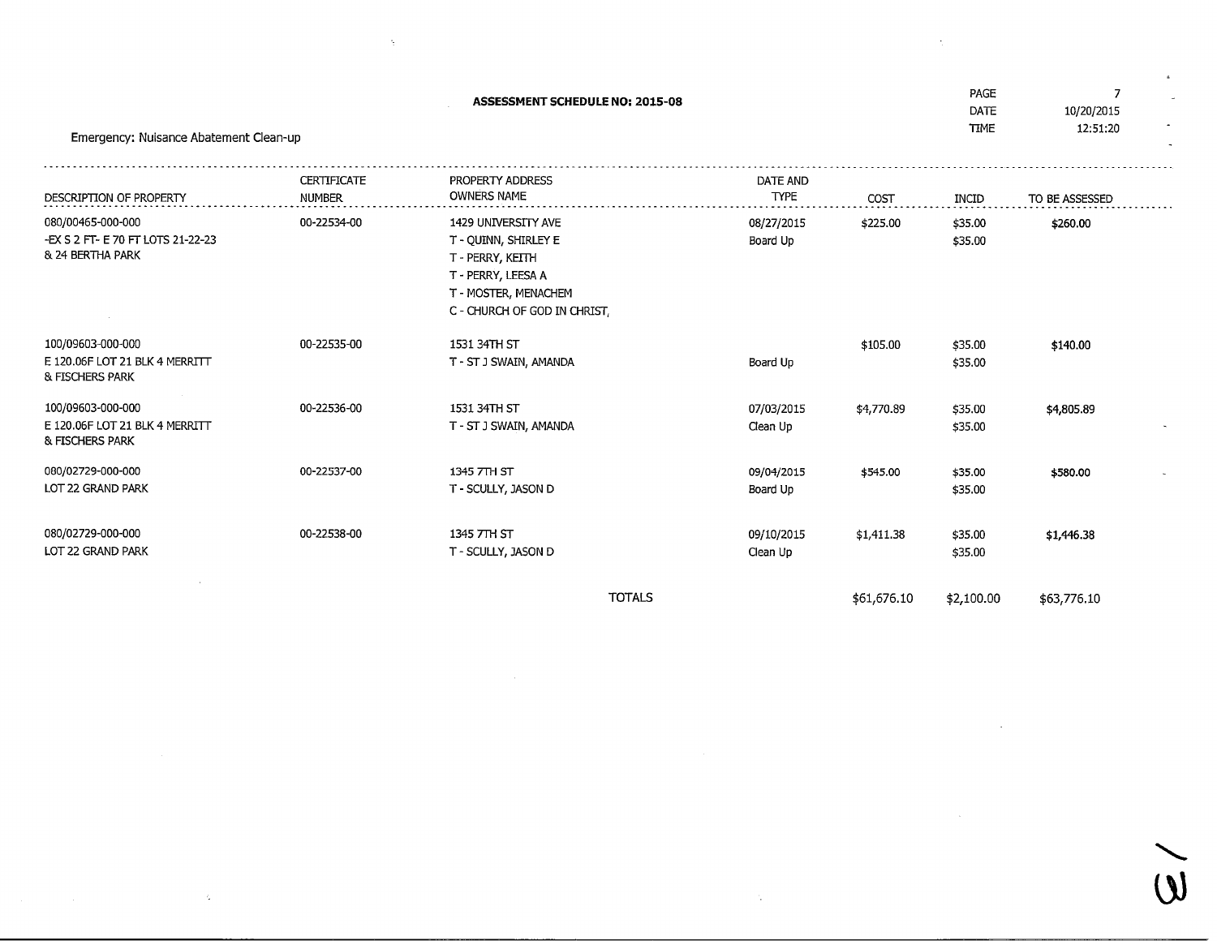**ASSESSMENT SCHEDULE NO: 2015-08**

PAGE 7
DATE 10/20/2015
TIME 12:51:20

Emergency: Nuisance Abatement Clean-up

| DESCRIPTION OF PROPERTY | CERTIFICATE NUMBER | PROPERTY ADDRESS OWNERS NAME | DATE AND TYPE | COST | INCID | TO BE ASSESSED |
|---|---|---|---|---|---|---|
| 080/00465-000-000<br>-EX S 2 FT- E 70 FT LOTS 21-22-23<br>& 24 BERTHA PARK | 00-22534-00 | 1429 UNIVERSITY AVE<br>T - QUINN, SHIRLEY E<br>T - PERRY, KEITH<br>T - PERRY, LEESA A<br>T - MOSTER, MENACHEM<br>C - CHURCH OF GOD IN CHRIST, | 08/27/2015<br>Board Up | $225.00 | $35.00<br>$35.00 | $260.00 |
| 100/09603-000-000<br>E 120.06F LOT 21 BLK 4 MERRITT<br>& FISCHERS PARK | 00-22535-00 | 1531 34TH ST<br>T - ST J SWAIN, AMANDA | Board Up | $105.00 | $35.00<br>$35.00 | $140.00 |
| 100/09603-000-000<br>E 120.06F LOT 21 BLK 4 MERRITT<br>& FISCHERS PARK | 00-22536-00 | 1531 34TH ST<br>T - ST J SWAIN, AMANDA | 07/03/2015<br>Clean Up | $4,770.89 | $35.00<br>$35.00 | $4,805.89 |
| 080/02729-000-000<br>LOT 22 GRAND PARK | 00-22537-00 | 1345 7TH ST<br>T - SCULLY, JASON D | 09/04/2015<br>Board Up | $545.00 | $35.00<br>$35.00 | $580.00 |
| 080/02729-000-000<br>LOT 22 GRAND PARK | 00-22538-00 | 1345 7TH ST<br>T - SCULLY, JASON D | 09/10/2015<br>Clean Up | $1,411.38 | $35.00<br>$35.00 | $1,446.38 |
| | | TOTALS | | $61,676.10 | $2,100.00 | $63,776.10 |